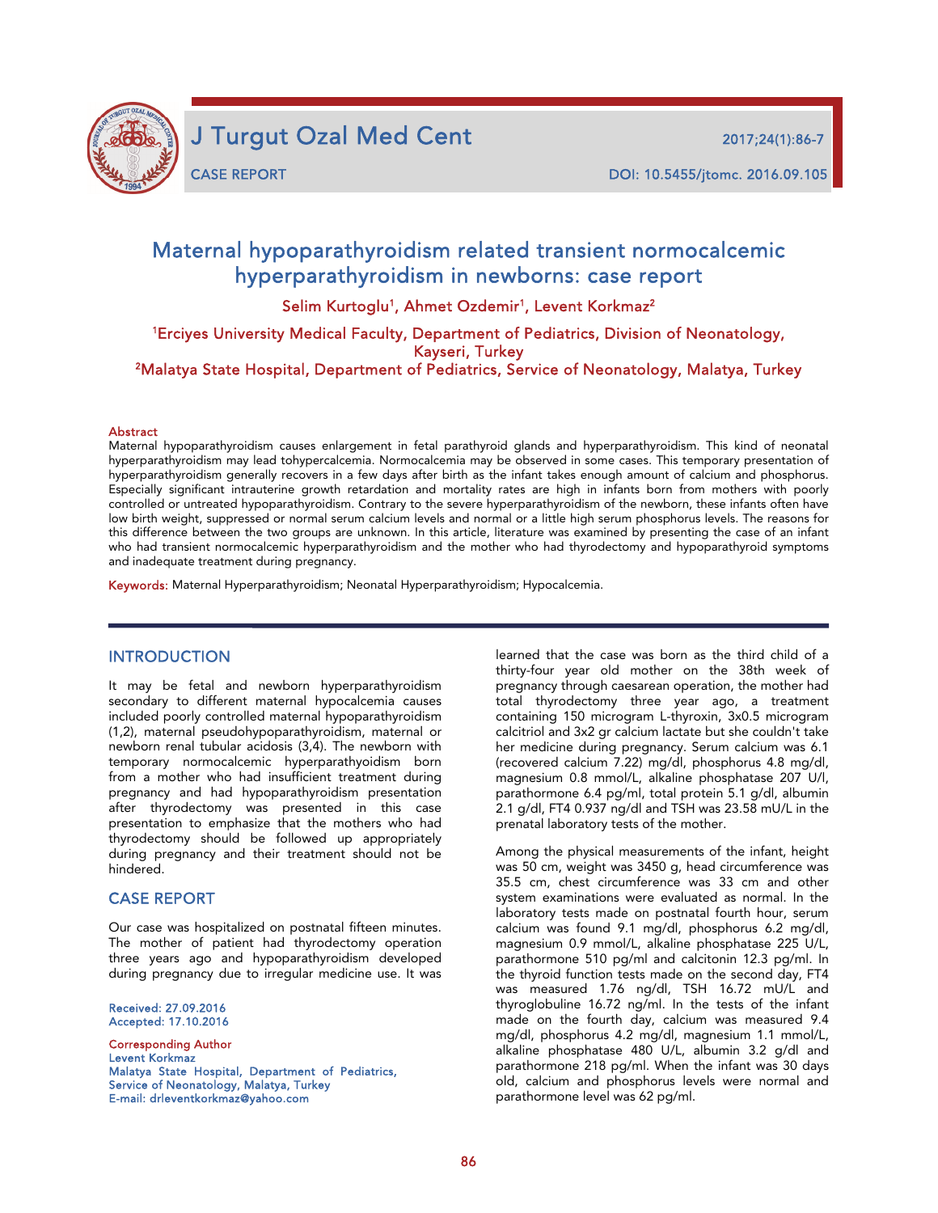# Maternal hypoparathyroidism related transient normocalcemic hyperparathyroidism in newborns: case report

Selim Kurtoglu[1], Ahmet Ozdemir[1], Levent Korkmaz[2]

[1]Erciyes University Medical Faculty, Department of Pediatrics, Division of Neonatology, Kayseri, Turkey

[2]Malatya State Hospital, Department of Pediatrics, Service of Neonatology, Malatya, Turkey

## Abstract

Maternal hypoparathyroidism causes enlargement in fetal parathyroid glands and hyperparathyroidism. This kind of neonatal hyperparathyroidism may lead tohypercalcemia. Normocalcemia may be observed in some cases. This temporary presentation of hyperparathyroidism generally recovers in a few days after birth as the infant takes enough amount of calcium and phosphorus. Especially significant intrauterine growth retardation and mortality rates are high in infants born from mothers with poorly controlled or untreated hypoparathyroidism. Contrary to the severe hyperparathyroidism of the newborn, these infants often have low birth weight, suppressed or normal serum calcium levels and normal or a little high serum phosphorus levels. The reasons for this difference between the two groups are unknown. In this article, literature was examined by presenting the case of an infant who had transient normocalcemic hyperparathyroidism and the mother who had thyrodectomy and hypoparathyroid symptoms and inadequate treatment during pregnancy.

**Keywords:** Maternal Hyperparathyroidism; Neonatal Hyperparathyroidism; Hypocalcemia.

## INTRODUCTION

It may be fetal and newborn hyperparathyroidism secondary to different maternal hypocalcemia causes included poorly controlled maternal hypoparathyroidism (1,2), maternal pseudohypoparathyroidism, maternal or newborn renal tubular acidosis (3,4). The newborn with temporary normocalcemic hyperparathyoidism born from a mother who had insufficient treatment during pregnancy and had hypoparathyroidism presentation after thyrodectomy was presented in this case presentation to emphasize that the mothers who had thyrodectomy should be followed up appropriately during pregnancy and their treatment should not be hindered.

## CASE REPORT

Our case was hospitalized on postnatal fifteen minutes. The mother of patient had thyrodectomy operation three years ago and hypoparathyroidism developed during pregnancy due to irregular medicine use. It was learned that the case was born as the third child of a thirty-four year old mother on the 38th week of pregnancy through caesarean operation, the mother had total thyrodectomy three year ago, a treatment containing 150 microgram L-thyroxin, 3x0.5 microgram calcitriol and 3x2 gr calcium lactate but she couldn't take her medicine during pregnancy. Serum calcium was 6.1 (recovered calcium 7.22) mg/dl, phosphorus 4.8 mg/dl, magnesium 0.8 mmol/L, alkaline phosphatase 207 U/l, parathormone 6.4 pg/ml, total protein 5.1 g/dl, albumin 2.1 g/dl, FT4 0.937 ng/dl and TSH was 23.58 mU/L in the prenatal laboratory tests of the mother.

Among the physical measurements of the infant, height was 50 cm, weight was 3450 g, head circumference was 35.5 cm, chest circumference was 33 cm and other system examinations were evaluated as normal. In the laboratory tests made on postnatal fourth hour, serum calcium was found 9.1 mg/dl, phosphorus 6.2 mg/dl, magnesium 0.9 mmol/L, alkaline phosphatase 225 U/L, parathormone 510 pg/ml and calcitonin 12.3 pg/ml. In the thyroid function tests made on the second day, FT4 was measured 1.76 ng/dl, TSH 16.72 mU/L and thyroglobuline 16.72 ng/ml. In the tests of the infant made on the fourth day, calcium was measured 9.4 mg/dl, phosphorus 4.2 mg/dl, magnesium 1.1 mmol/L, alkaline phosphatase 480 U/L, albumin 3.2 g/dl and parathormone 218 pg/ml. When the infant was 30 days old, calcium and phosphorus levels were normal and parathormone level was 62 pg/ml.

Received: 27.09.2016
Accepted: 17.10.2016

Corresponding Author
Levent Korkmaz
Malatya State Hospital, Department of Pediatrics, Service of Neonatology, Malatya, Turkey
E-mail: drleventkorkmaz@yahoo.com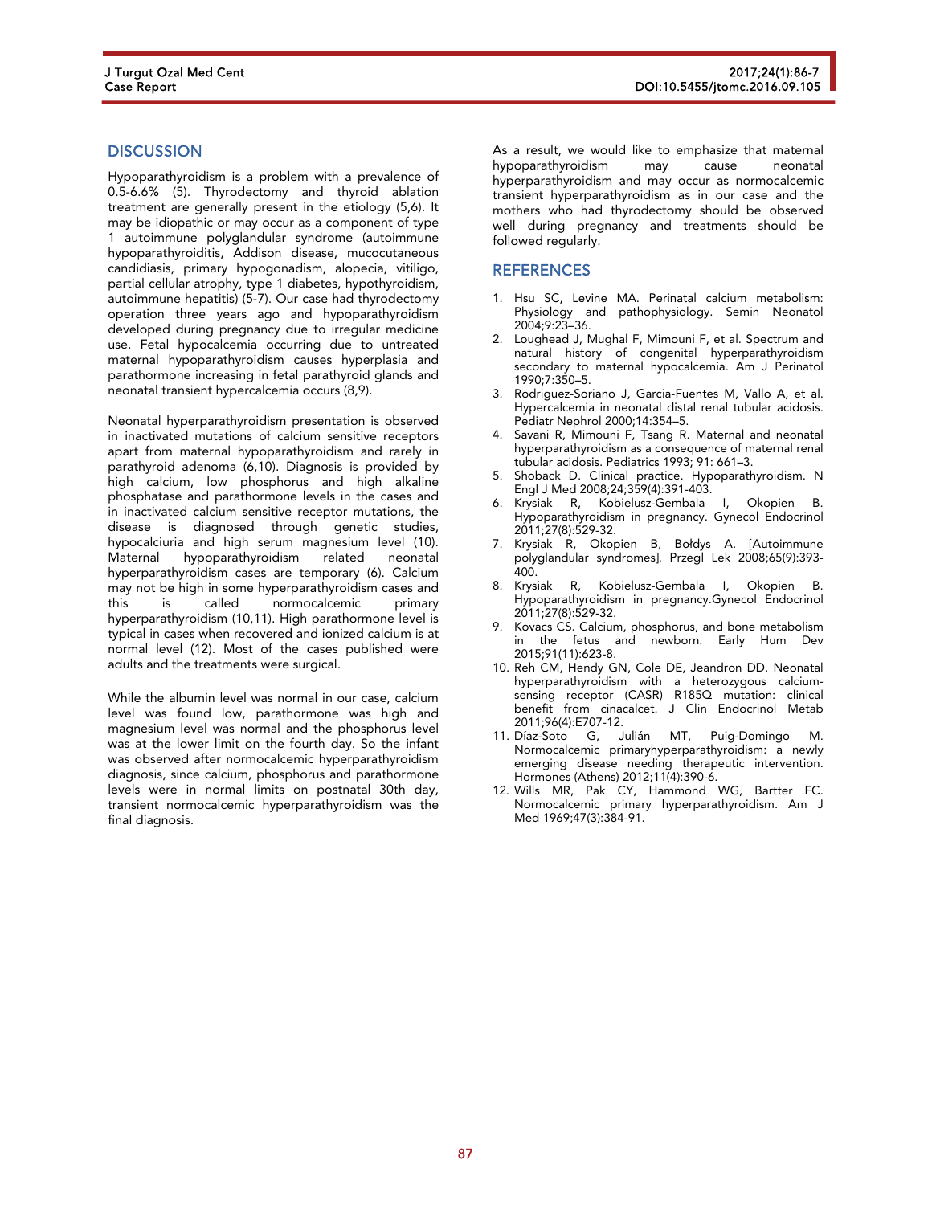## DISCUSSION

Hypoparathyroidism is a problem with a prevalence of 0.5-6.6% (5). Thyrodectomy and thyroid ablation treatment are generally present in the etiology (5,6). It may be idiopathic or may occur as a component of type 1 autoimmune polyglandular syndrome (autoimmune hypoparathyroiditis, Addison disease, mucocutaneous candidiasis, primary hypogonadism, alopecia, vitiligo, partial cellular atrophy, type 1 diabetes, hypothyroidism, autoimmune hepatitis) (5-7). Our case had thyrodectomy operation three years ago and hypoparathyroidism developed during pregnancy due to irregular medicine use. Fetal hypocalcemia occurring due to untreated maternal hypoparathyroidism causes hyperplasia and parathormone increasing in fetal parathyroid glands and neonatal transient hypercalcemia occurs (8,9).

Neonatal hyperparathyroidism presentation is observed in inactivated mutations of calcium sensitive receptors apart from maternal hypoparathyroidism and rarely in parathyroid adenoma (6,10). Diagnosis is provided by high calcium, low phosphorus and high alkaline phosphatase and parathormone levels in the cases and in inactivated calcium sensitive receptor mutations, the disease is diagnosed through genetic studies, hypocalciuria and high serum magnesium level (10). Maternal hypoparathyroidism related neonatal hyperparathyroidism cases are temporary (6). Calcium may not be high in some hyperparathyroidism cases and this is called normocalcemic primary hyperparathyroidism (10,11). High parathormone level is typical in cases when recovered and ionized calcium is at normal level (12). Most of the cases published were adults and the treatments were surgical.

While the albumin level was normal in our case, calcium level was found low, parathormone was high and magnesium level was normal and the phosphorus level was at the lower limit on the fourth day. So the infant was observed after normocalcemic hyperparathyroidism diagnosis, since calcium, phosphorus and parathormone levels were in normal limits on postnatal 30th day, transient normocalcemic hyperparathyroidism was the final diagnosis.

As a result, we would like to emphasize that maternal hypoparathyroidism may cause neonatal hyperparathyroidism and may occur as normocalcemic transient hyperparathyroidism as in our case and the mothers who had thyrodectomy should be observed well during pregnancy and treatments should be followed regularly.

## REFERENCES

1. Hsu SC, Levine MA. Perinatal calcium metabolism: Physiology and pathophysiology. Semin Neonatol 2004;9:23–36.
2. Loughead J, Mughal F, Mimouni F, et al. Spectrum and natural history of congenital hyperparathyroidism secondary to maternal hypocalcemia. Am J Perinatol 1990;7:350–5.
3. Rodriguez-Soriano J, Garcia-Fuentes M, Vallo A, et al. Hypercalcemia in neonatal distal renal tubular acidosis. Pediatr Nephrol 2000;14:354–5.
4. Savani R, Mimouni F, Tsang R. Maternal and neonatal hyperparathyroidism as a consequence of maternal renal tubular acidosis. Pediatrics 1993; 91: 661–3.
5. Shoback D. Clinical practice. Hypoparathyroidism. N Engl J Med 2008;24;359(4):391-403.
6. Krysiak R, Kobielusz-Gembala I, Okopien B. Hypoparathyroidism in pregnancy. Gynecol Endocrinol 2011;27(8):529-32.
7. Krysiak R, Okopien B, Bołdys A. [Autoimmune polyglandular syndromes]. Przegl Lek 2008;65(9):393-400.
8. Krysiak R, Kobielusz-Gembala I, Okopien B. Hypoparathyroidism in pregnancy.Gynecol Endocrinol 2011;27(8):529-32.
9. Kovacs CS. Calcium, phosphorus, and bone metabolism in the fetus and newborn. Early Hum Dev 2015;91(11):623-8.
10. Reh CM, Hendy GN, Cole DE, Jeandron DD. Neonatal hyperparathyroidism with a heterozygous calcium-sensing receptor (CASR) R185Q mutation: clinical benefit from cinacalcet. J Clin Endocrinol Metab 2011;96(4):E707-12.
11. Díaz-Soto G, Julián MT, Puig-Domingo M. Normocalcemic primaryhyperparathyroidism: a newly emerging disease needing therapeutic intervention. Hormones (Athens) 2012;11(4):390-6.
12. Wills MR, Pak CY, Hammond WG, Bartter FC. Normocalcemic primary hyperparathyroidism. Am J Med 1969;47(3):384-91.